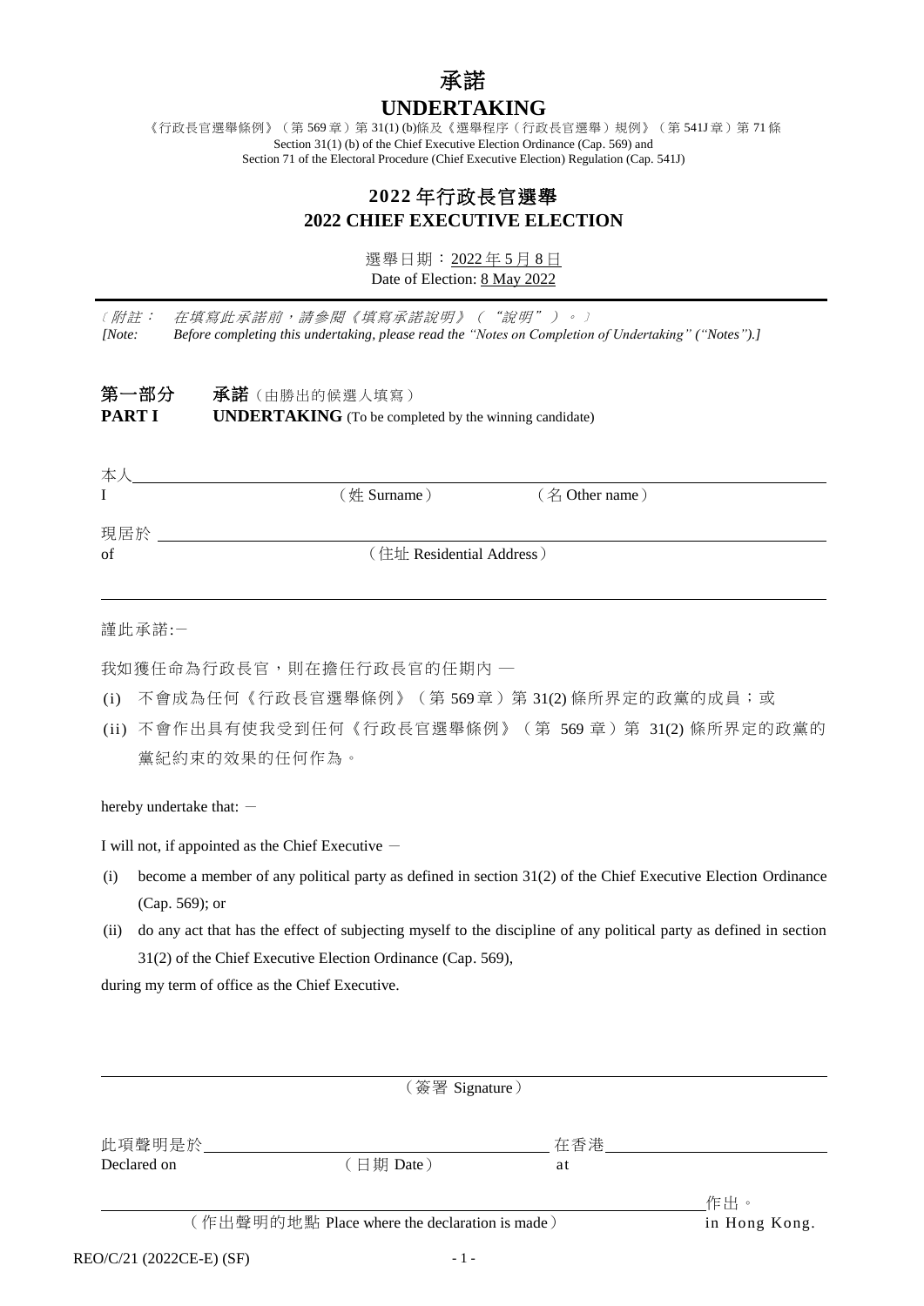# 承諾

# UNDERTAKING

《行政長官選舉條例》（第 569 章）第 31(1) (b)條及《選舉程序（行政長官選舉）規例》（第 541J 章）第 71 條
Section 31(1) (b) of the Chief Executive Election Ordinance (Cap. 569) and
Section 71 of the Electoral Procedure (Chief Executive Election) Regulation (Cap. 541J)

## 2022 年行政長官選舉
## 2022 CHIEF EXECUTIVE ELECTION

選舉日期：2022 年 5 月 8 日
Date of Election: 8 May 2022

---

〔附註： *在填寫此承諾前，請參閱《填寫承諾說明》（"說明"）。*〕
*[Note: Before completing this undertaking, please read the "Notes on Completion of Undertaking" ("Notes").]*

**第一部分　承諾**（由勝出的候選人填寫）
**PART I　UNDERTAKING** (To be completed by the winning candidate)

本人 ______________________________________________
I　　　　　　　（姓 Surname）　　　（名 Other name）

現居於 ______________________________________________
of　　　　　　　（住址 Residential Address）

______________________________________________

謹此承諾:－

我如獲任命為行政長官，則在擔任行政長官的任期內 —

(i) 不會成為任何《行政長官選舉條例》（第 569 章）第 31(2) 條所界定的政黨的成員；或

(ii) 不會作出具有使我受到任何《行政長官選舉條例》（第 569 章）第 31(2) 條所界定的政黨的黨紀約束的效果的任何作為。

hereby undertake that: －

I will not, if appointed as the Chief Executive －

(i) become a member of any political party as defined in section 31(2) of the Chief Executive Election Ordinance (Cap. 569); or

(ii) do any act that has the effect of subjecting myself to the discipline of any political party as defined in section 31(2) of the Chief Executive Election Ordinance (Cap. 569),

during my term of office as the Chief Executive.

______________________________________________
（簽署 Signature）

此項聲明是於 ______________________ 在香港 ______________________
Declared on　　　（日期 Date）　　　at

______________________________________________ 作出。
（作出聲明的地點 Place where the declaration is made）　in Hong Kong.

REO/C/21 (2022CE-E) (SF)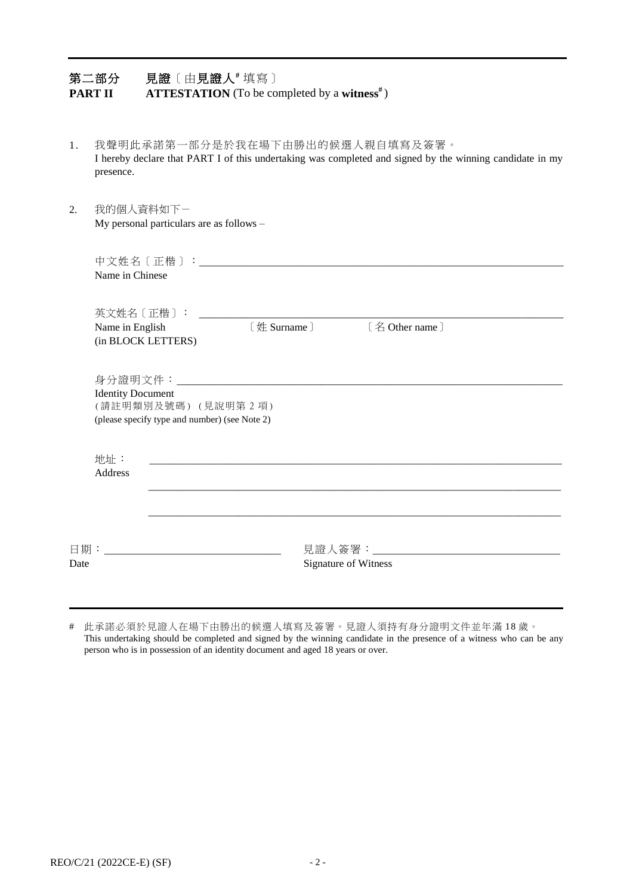## 第二部分　見證〔由見證人# 填寫〕
## PART II　ATTESTATION (To be completed by a **witness**#)

1. 我聲明此承諾第一部分是於我在場下由勝出的候選人親自填寫及簽署。
   I hereby declare that PART I of this undertaking was completed and signed by the winning candidate in my presence.

2. 我的個人資料如下－
   My personal particulars are as follows –

   中文姓名〔正楷〕：\_\_\_\_\_\_\_\_\_\_\_\_\_\_\_\_\_\_\_\_\_\_\_\_\_\_\_\_\_\_
   Name in Chinese

   英文姓名〔正楷〕：\_\_\_\_\_\_\_\_\_\_\_\_\_\_\_\_\_\_\_\_\_\_\_\_\_\_\_\_\_\_
   Name in English　〔姓 Surname〕　〔名 Other name〕
   (in BLOCK LETTERS)

   身分證明文件：\_\_\_\_\_\_\_\_\_\_\_\_\_\_\_\_\_\_\_\_\_\_\_\_\_\_\_\_\_\_
   Identity Document
   (請註明類別及號碼) (見說明第 2 項)
   (please specify type and number) (see Note 2)

   地址：\_\_\_\_\_\_\_\_\_\_\_\_\_\_\_\_\_\_\_\_\_\_\_\_\_\_\_\_\_\_
   Address
   \_\_\_\_\_\_\_\_\_\_\_\_\_\_\_\_\_\_\_\_\_\_\_\_\_\_\_\_\_\_
   \_\_\_\_\_\_\_\_\_\_\_\_\_\_\_\_\_\_\_\_\_\_\_\_\_\_\_\_\_\_

日期：\_\_\_\_\_\_\_\_\_\_\_\_\_\_\_\_\_\_\_\_　　見證人簽署：\_\_\_\_\_\_\_\_\_\_\_\_\_\_\_\_\_\_\_\_
Date　　Signature of Witness

---

\# 此承諾必須於見證人在場下由勝出的候選人填寫及簽署。見證人須持有身分證明文件並年滿 18 歲。
This undertaking should be completed and signed by the winning candidate in the presence of a witness who can be any person who is in possession of an identity document and aged 18 years or over.

REO/C/21 (2022CE-E) (SF)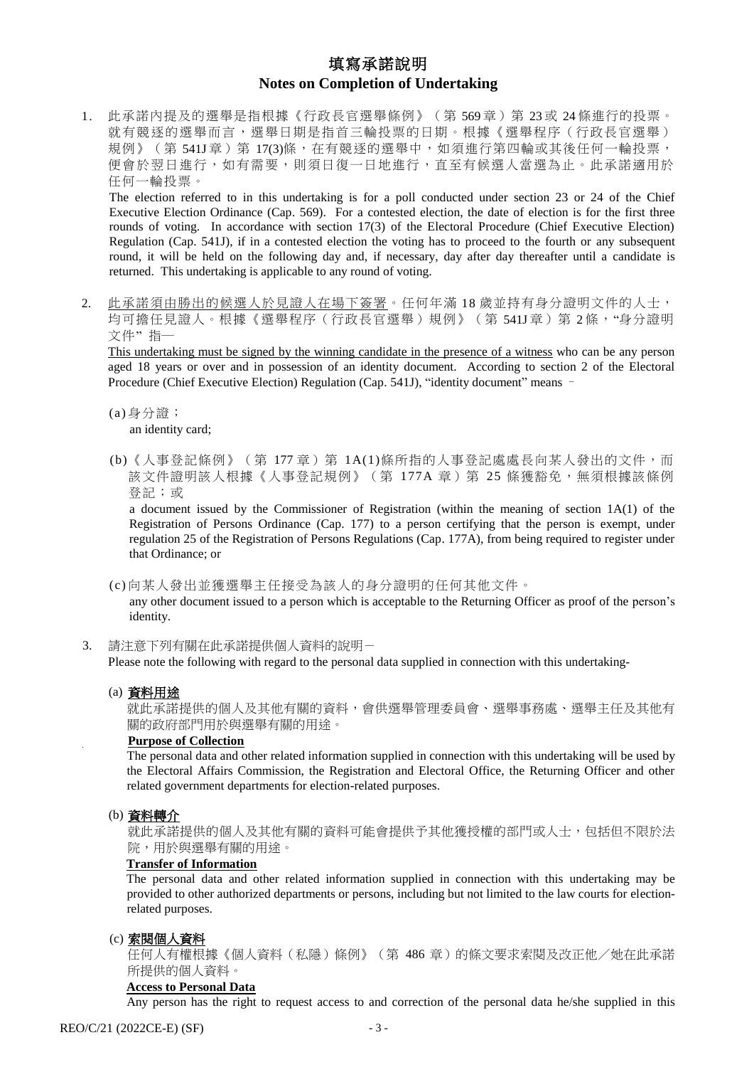# 填寫承諾說明
# Notes on Completion of Undertaking

1. 此承諾內提及的選舉是指根據《行政長官選舉條例》（第 569 章）第 23 或 24 條進行的投票。就有競逐的選舉而言，選舉日期是指首三輪投票的日期。根據《選舉程序（行政長官選舉）規例》（第 541J 章）第 17(3)條，在有競逐的選舉中，如須進行第四輪或其後任何一輪投票，便會於翌日進行，如有需要，則須日復一日地進行，直至有候選人當選為止。此承諾適用於任何一輪投票。

   The election referred to in this undertaking is for a poll conducted under section 23 or 24 of the Chief Executive Election Ordinance (Cap. 569). For a contested election, the date of election is for the first three rounds of voting. In accordance with section 17(3) of the Electoral Procedure (Chief Executive Election) Regulation (Cap. 541J), if in a contested election the voting has to proceed to the fourth or any subsequent round, it will be held on the following day and, if necessary, day after day thereafter until a candidate is returned. This undertaking is applicable to any round of voting.

2. <u>此承諾須由勝出的候選人於見證人在場下簽署</u>。任何年滿 18 歲並持有身分證明文件的人士，均可擔任見證人。根據《選舉程序（行政長官選舉）規例》（第 541J 章）第 2 條，"身分證明文件" 指—

   <u>This undertaking must be signed by the winning candidate in the presence of a witness</u> who can be any person aged 18 years or over and in possession of an identity document. According to section 2 of the Electoral Procedure (Chief Executive Election) Regulation (Cap. 541J), "identity document" means –

   (a) 身分證；
   an identity card;

   (b) 《人事登記條例》（第 177 章）第 1A(1)條所指的人事登記處處長向某人發出的文件，而該文件證明該人根據《人事登記規例》（第 177A 章）第 25 條獲豁免，無須根據該條例登記；或
   a document issued by the Commissioner of Registration (within the meaning of section 1A(1) of the Registration of Persons Ordinance (Cap. 177) to a person certifying that the person is exempt, under regulation 25 of the Registration of Persons Regulations (Cap. 177A), from being required to register under that Ordinance; or

   (c) 向某人發出並獲選舉主任接受為該人的身分證明的任何其他文件。
   any other document issued to a person which is acceptable to the Returning Officer as proof of the person's identity.

3. 請注意下列有關在此承諾提供個人資料的說明－
   Please note the following with regard to the personal data supplied in connection with this undertaking-

   (a) **<u>資料用途</u>**
   就此承諾提供的個人及其他有關的資料，會供選舉管理委員會、選舉事務處、選舉主任及其他有關的政府部門用於與選舉有關的用途。
   **<u>Purpose of Collection</u>**
   The personal data and other related information supplied in connection with this undertaking will be used by the Electoral Affairs Commission, the Registration and Electoral Office, the Returning Officer and other related government departments for election-related purposes.

   (b) **<u>資料轉介</u>**
   就此承諾提供的個人及其他有關的資料可能會提供予其他獲授權的部門或人士，包括但不限於法院，用於與選舉有關的用途。
   **<u>Transfer of Information</u>**
   The personal data and other related information supplied in connection with this undertaking may be provided to other authorized departments or persons, including but not limited to the law courts for election-related purposes.

   (c) **<u>索閱個人資料</u>**
   任何人有權根據《個人資料（私隱）條例》（第 486 章）的條文要求索閱及改正他／她在此承諾所提供的個人資料。
   **<u>Access to Personal Data</u>**
   Any person has the right to request access to and correction of the personal data he/she supplied in this

REO/C/21 (2022CE-E) (SF)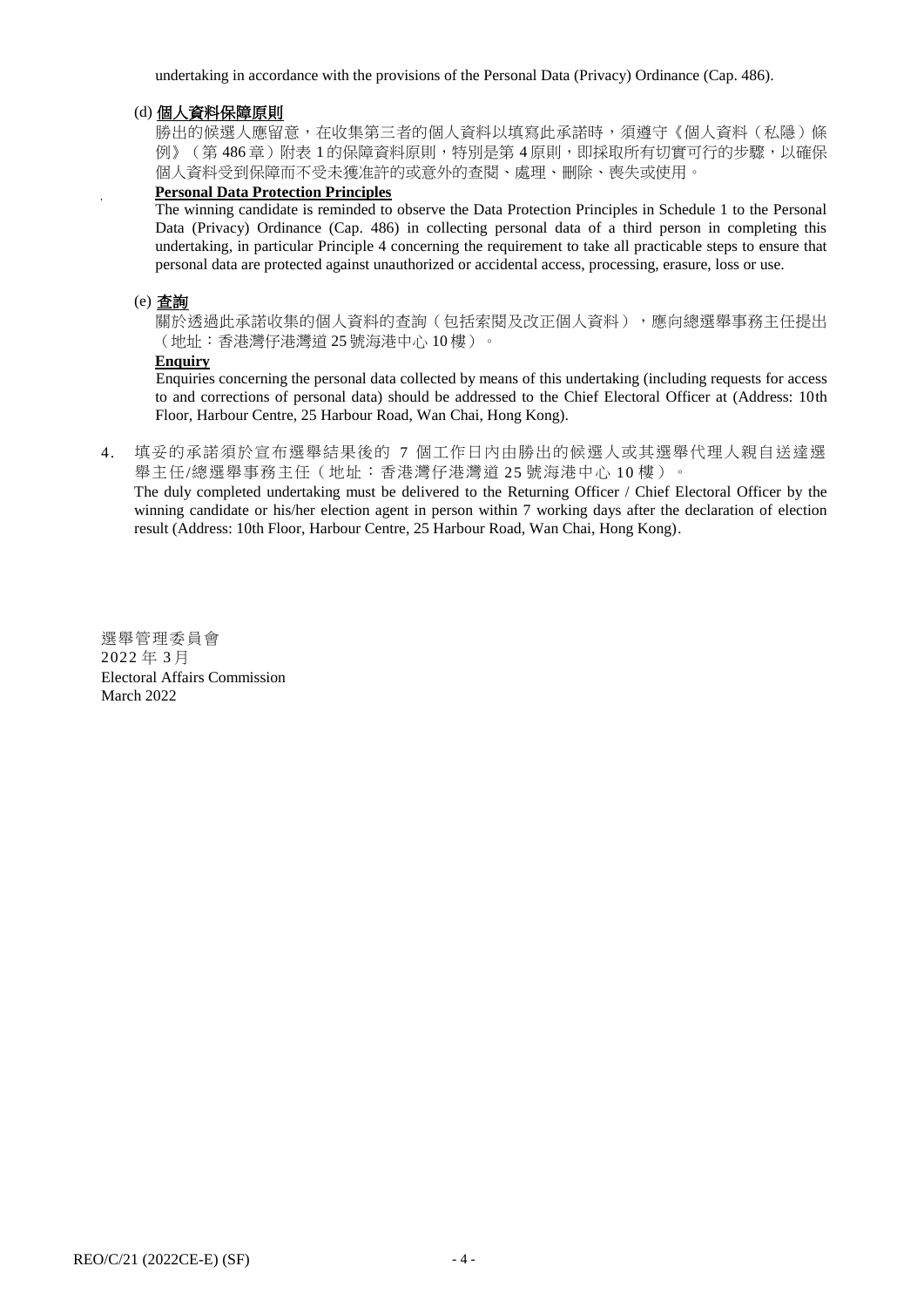undertaking in accordance with the provisions of the Personal Data (Privacy) Ordinance (Cap. 486).

(d) **個人資料保障原則**

勝出的候選人應留意，在收集第三者的個人資料以填寫此承諾時，須遵守《個人資料（私隱）條例》（第 486 章）附表 1 的保障資料原則，特別是第 4 原則，即採取所有切實可行的步驟，以確保個人資料受到保障而不受未獲准許的或意外的查閱、處理、刪除、喪失或使用。

**Personal Data Protection Principles**

The winning candidate is reminded to observe the Data Protection Principles in Schedule 1 to the Personal Data (Privacy) Ordinance (Cap. 486) in collecting personal data of a third person in completing this undertaking, in particular Principle 4 concerning the requirement to take all practicable steps to ensure that personal data are protected against unauthorized or accidental access, processing, erasure, loss or use.

(e) **查詢**

關於透過此承諾收集的個人資料的查詢（包括索閱及改正個人資料），應向總選舉事務主任提出（地址：香港灣仔港灣道 25 號海港中心 10 樓）。

**Enquiry**

Enquiries concerning the personal data collected by means of this undertaking (including requests for access to and corrections of personal data) should be addressed to the Chief Electoral Officer at (Address: 10th Floor, Harbour Centre, 25 Harbour Road, Wan Chai, Hong Kong).

4. 填妥的承諾須於宣布選舉結果後的 7 個工作日內由勝出的候選人或其選舉代理人親自送達選舉主任/總選舉事務主任（地址：香港灣仔港灣道 25 號海港中心 10 樓）。
The duly completed undertaking must be delivered to the Returning Officer / Chief Electoral Officer by the winning candidate or his/her election agent in person within 7 working days after the declaration of election result (Address: 10th Floor, Harbour Centre, 25 Harbour Road, Wan Chai, Hong Kong).

選舉管理委員會
2022 年 3 月
Electoral Affairs Commission
March 2022

REO/C/21 (2022CE-E) (SF)